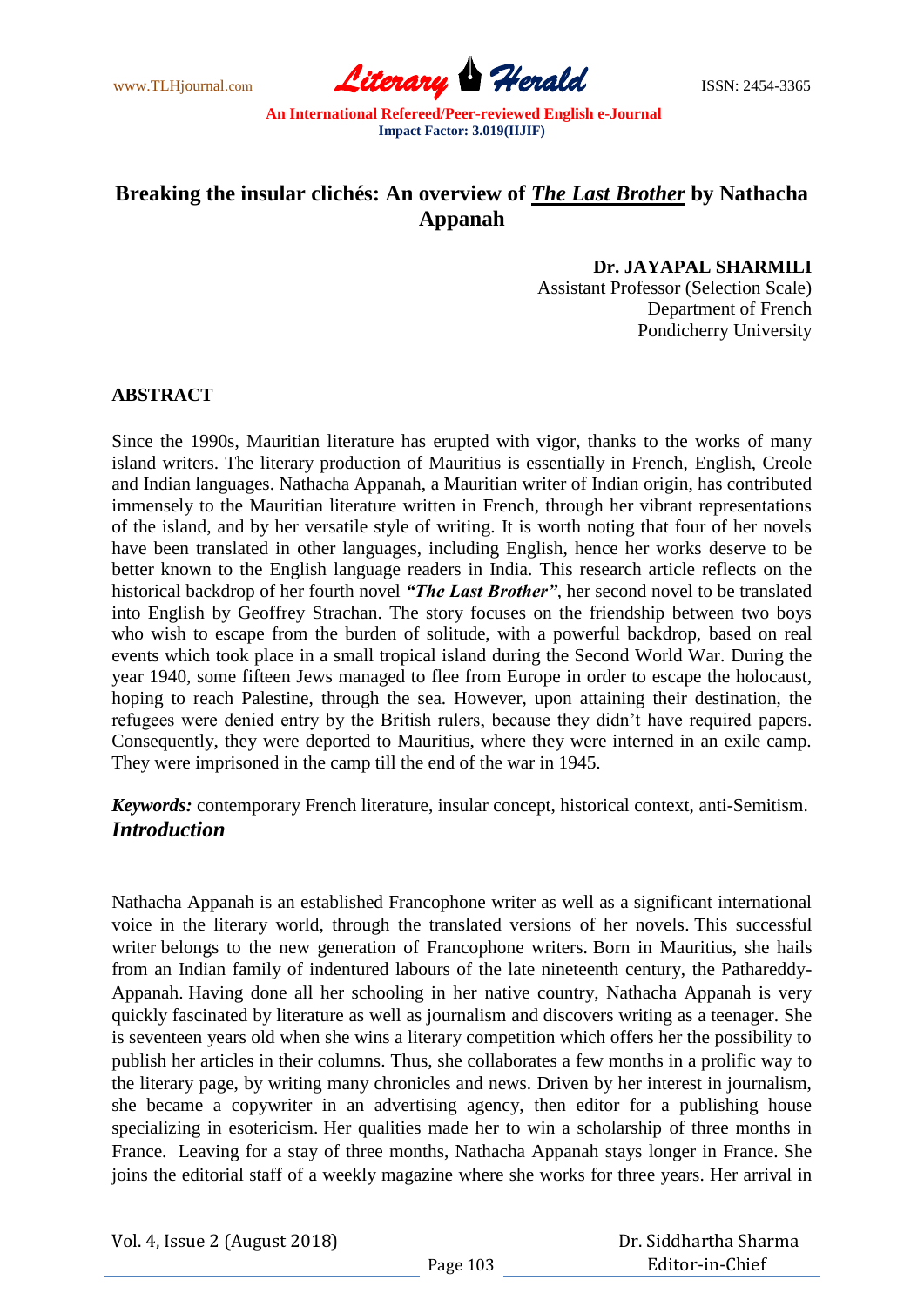# Breaking the insular clichés: An overview of ***The Last Brother*** by Nathacha Appanah

**Dr. JAYAPAL SHARMILI**
Assistant Professor (Selection Scale)
Department of French
Pondicherry University

## ABSTRACT

Since the 1990s, Mauritian literature has erupted with vigor, thanks to the works of many island writers. The literary production of Mauritius is essentially in French, English, Creole and Indian languages. Nathacha Appanah, a Mauritian writer of Indian origin, has contributed immensely to the Mauritian literature written in French, through her vibrant representations of the island, and by her versatile style of writing. It is worth noting that four of her novels have been translated in other languages, including English, hence her works deserve to be better known to the English language readers in India. This research article reflects on the historical backdrop of her fourth novel ***"The Last Brother"***, her second novel to be translated into English by Geoffrey Strachan. The story focuses on the friendship between two boys who wish to escape from the burden of solitude, with a powerful backdrop, based on real events which took place in a small tropical island during the Second World War. During the year 1940, some fifteen Jews managed to flee from Europe in order to escape the holocaust, hoping to reach Palestine, through the sea. However, upon attaining their destination, the refugees were denied entry by the British rulers, because they didn't have required papers. Consequently, they were deported to Mauritius, where they were interned in an exile camp. They were imprisoned in the camp till the end of the war in 1945.

***Keywords:*** contemporary French literature, insular concept, historical context, anti-Semitism.

## *Introduction*

Nathacha Appanah is an established Francophone writer as well as a significant international voice in the literary world, through the translated versions of her novels. This successful writer belongs to the new generation of Francophone writers. Born in Mauritius, she hails from an Indian family of indentured labours of the late nineteenth century, the Pathareddy-Appanah. Having done all her schooling in her native country, Nathacha Appanah is very quickly fascinated by literature as well as journalism and discovers writing as a teenager. She is seventeen years old when she wins a literary competition which offers her the possibility to publish her articles in their columns. Thus, she collaborates a few months in a prolific way to the literary page, by writing many chronicles and news. Driven by her interest in journalism, she became a copywriter in an advertising agency, then editor for a publishing house specializing in esotericism. Her qualities made her to win a scholarship of three months in France. Leaving for a stay of three months, Nathacha Appanah stays longer in France. She joins the editorial staff of a weekly magazine where she works for three years. Her arrival in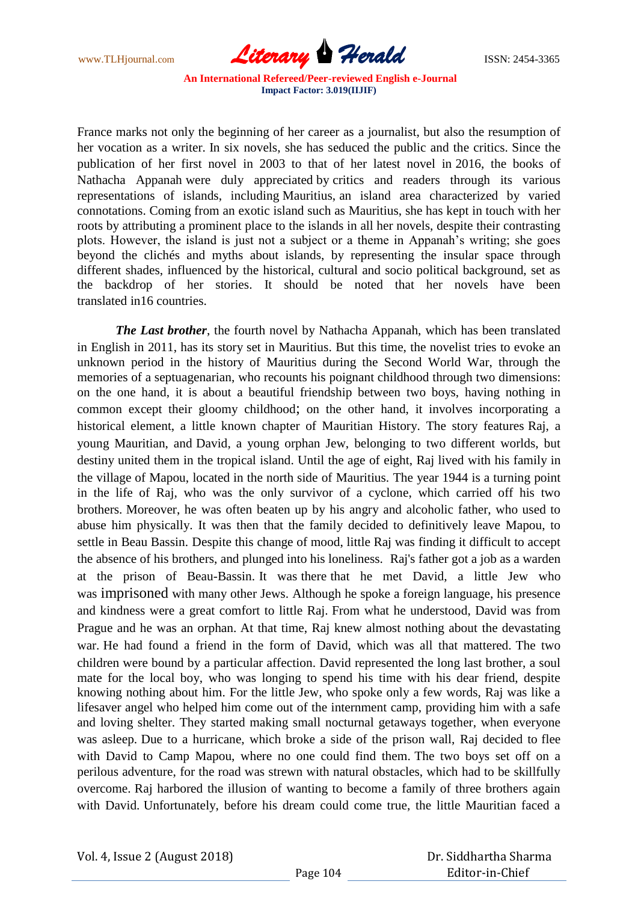France marks not only the beginning of her career as a journalist, but also the resumption of her vocation as a writer. In six novels, she has seduced the public and the critics. Since the publication of her first novel in 2003 to that of her latest novel in 2016, the books of Nathacha Appanah were duly appreciated by critics and readers through its various representations of islands, including Mauritius, an island area characterized by varied connotations. Coming from an exotic island such as Mauritius, she has kept in touch with her roots by attributing a prominent place to the islands in all her novels, despite their contrasting plots. However, the island is just not a subject or a theme in Appanah's writing; she goes beyond the clichés and myths about islands, by representing the insular space through different shades, influenced by the historical, cultural and socio political background, set as the backdrop of her stories. It should be noted that her novels have been translated in16 countries.

***The Last brother***, the fourth novel by Nathacha Appanah, which has been translated in English in 2011, has its story set in Mauritius. But this time, the novelist tries to evoke an unknown period in the history of Mauritius during the Second World War, through the memories of a septuagenarian, who recounts his poignant childhood through two dimensions: on the one hand, it is about a beautiful friendship between two boys, having nothing in common except their gloomy childhood; on the other hand, it involves incorporating a historical element, a little known chapter of Mauritian History. The story features Raj, a young Mauritian, and David, a young orphan Jew, belonging to two different worlds, but destiny united them in the tropical island. Until the age of eight, Raj lived with his family in the village of Mapou, located in the north side of Mauritius. The year 1944 is a turning point in the life of Raj, who was the only survivor of a cyclone, which carried off his two brothers. Moreover, he was often beaten up by his angry and alcoholic father, who used to abuse him physically. It was then that the family decided to definitively leave Mapou, to settle in Beau Bassin. Despite this change of mood, little Raj was finding it difficult to accept the absence of his brothers, and plunged into his loneliness. Raj's father got a job as a warden at the prison of Beau-Bassin. It was there that he met David, a little Jew who was imprisoned with many other Jews. Although he spoke a foreign language, his presence and kindness were a great comfort to little Raj. From what he understood, David was from Prague and he was an orphan. At that time, Raj knew almost nothing about the devastating war. He had found a friend in the form of David, which was all that mattered. The two children were bound by a particular affection. David represented the long last brother, a soul mate for the local boy, who was longing to spend his time with his dear friend, despite knowing nothing about him. For the little Jew, who spoke only a few words, Raj was like a lifesaver angel who helped him come out of the internment camp, providing him with a safe and loving shelter. They started making small nocturnal getaways together, when everyone was asleep. Due to a hurricane, which broke a side of the prison wall, Raj decided to flee with David to Camp Mapou, where no one could find them. The two boys set off on a perilous adventure, for the road was strewn with natural obstacles, which had to be skillfully overcome. Raj harbored the illusion of wanting to become a family of three brothers again with David. Unfortunately, before his dream could come true, the little Mauritian faced a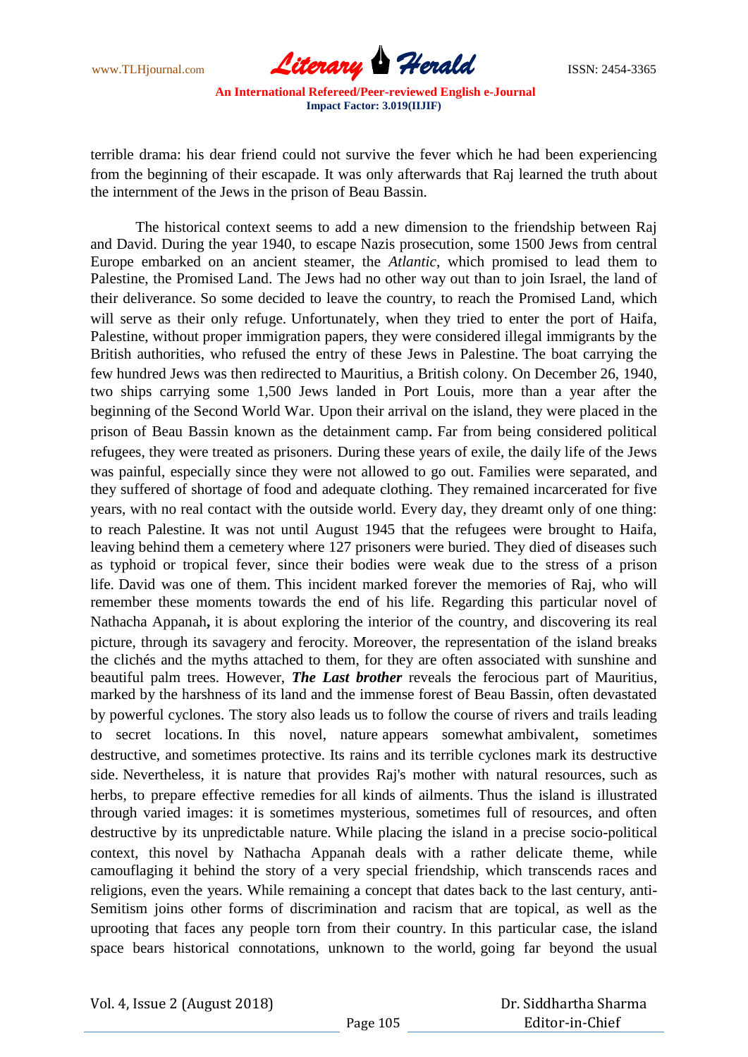terrible drama: his dear friend could not survive the fever which he had been experiencing from the beginning of their escapade. It was only afterwards that Raj learned the truth about the internment of the Jews in the prison of Beau Bassin.

The historical context seems to add a new dimension to the friendship between Raj and David. During the year 1940, to escape Nazis prosecution, some 1500 Jews from central Europe embarked on an ancient steamer, the *Atlantic*, which promised to lead them to Palestine, the Promised Land. The Jews had no other way out than to join Israel, the land of their deliverance. So some decided to leave the country, to reach the Promised Land, which will serve as their only refuge. Unfortunately, when they tried to enter the port of Haifa, Palestine, without proper immigration papers, they were considered illegal immigrants by the British authorities, who refused the entry of these Jews in Palestine. The boat carrying the few hundred Jews was then redirected to Mauritius, a British colony. On December 26, 1940, two ships carrying some 1,500 Jews landed in Port Louis, more than a year after the beginning of the Second World War. Upon their arrival on the island, they were placed in the prison of Beau Bassin known as the detainment camp. Far from being considered political refugees, they were treated as prisoners. During these years of exile, the daily life of the Jews was painful, especially since they were not allowed to go out. Families were separated, and they suffered of shortage of food and adequate clothing. They remained incarcerated for five years, with no real contact with the outside world. Every day, they dreamt only of one thing: to reach Palestine. It was not until August 1945 that the refugees were brought to Haifa, leaving behind them a cemetery where 127 prisoners were buried. They died of diseases such as typhoid or tropical fever, since their bodies were weak due to the stress of a prison life. David was one of them. This incident marked forever the memories of Raj, who will remember these moments towards the end of his life. Regarding this particular novel of Nathacha Appanah**,** it is about exploring the interior of the country, and discovering its real picture, through its savagery and ferocity. Moreover, the representation of the island breaks the clichés and the myths attached to them, for they are often associated with sunshine and beautiful palm trees. However, ***The Last brother*** reveals the ferocious part of Mauritius, marked by the harshness of its land and the immense forest of Beau Bassin, often devastated by powerful cyclones. The story also leads us to follow the course of rivers and trails leading to secret locations. In this novel, nature appears somewhat ambivalent, sometimes destructive, and sometimes protective. Its rains and its terrible cyclones mark its destructive side. Nevertheless, it is nature that provides Raj's mother with natural resources, such as herbs, to prepare effective remedies for all kinds of ailments. Thus the island is illustrated through varied images: it is sometimes mysterious, sometimes full of resources, and often destructive by its unpredictable nature. While placing the island in a precise socio-political context, this novel by Nathacha Appanah deals with a rather delicate theme, while camouflaging it behind the story of a very special friendship, which transcends races and religions, even the years. While remaining a concept that dates back to the last century, anti-Semitism joins other forms of discrimination and racism that are topical, as well as the uprooting that faces any people torn from their country. In this particular case, the island space bears historical connotations, unknown to the world, going far beyond the usual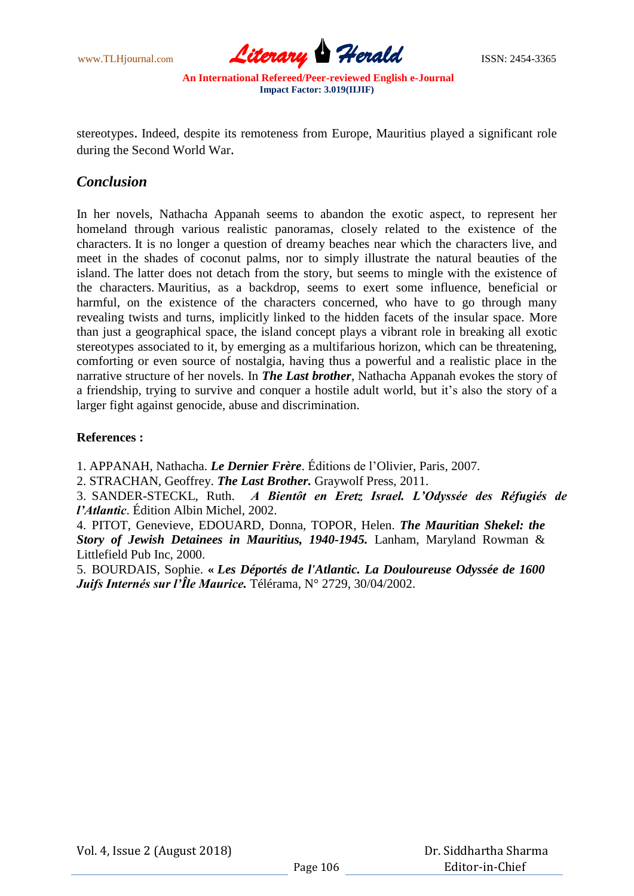stereotypes. Indeed, despite its remoteness from Europe, Mauritius played a significant role during the Second World War.

## *Conclusion*

In her novels, Nathacha Appanah seems to abandon the exotic aspect, to represent her homeland through various realistic panoramas, closely related to the existence of the characters. It is no longer a question of dreamy beaches near which the characters live, and meet in the shades of coconut palms, nor to simply illustrate the natural beauties of the island. The latter does not detach from the story, but seems to mingle with the existence of the characters. Mauritius, as a backdrop, seems to exert some influence, beneficial or harmful, on the existence of the characters concerned, who have to go through many revealing twists and turns, implicitly linked to the hidden facets of the insular space. More than just a geographical space, the island concept plays a vibrant role in breaking all exotic stereotypes associated to it, by emerging as a multifarious horizon, which can be threatening, comforting or even source of nostalgia, having thus a powerful and a realistic place in the narrative structure of her novels. In ***The Last brother***, Nathacha Appanah evokes the story of a friendship, trying to survive and conquer a hostile adult world, but it's also the story of a larger fight against genocide, abuse and discrimination.

**References :**

1. APPANAH, Nathacha. ***Le Dernier Frère***. Éditions de l'Olivier, Paris, 2007.
2. STRACHAN, Geoffrey. ***The Last Brother.*** Graywolf Press, 2011.
3. SANDER-STECKL, Ruth. ***A Bientôt en Eretz Israel. L'Odyssée des Réfugiés de l'Atlantic***. Édition Albin Michel, 2002.
4. PITOT, Genevieve, EDOUARD, Donna, TOPOR, Helen. ***The Mauritian Shekel: the Story of Jewish Detainees in Mauritius, 1940-1945.*** Lanham, Maryland Rowman & Littlefield Pub Inc, 2000.
5. BOURDAIS, Sophie. **« *Les Déportés de l'Atlantic. La Douloureuse Odyssée de 1600 Juifs Internés sur l'Île Maurice.*** Télérama, N° 2729, 30/04/2002.